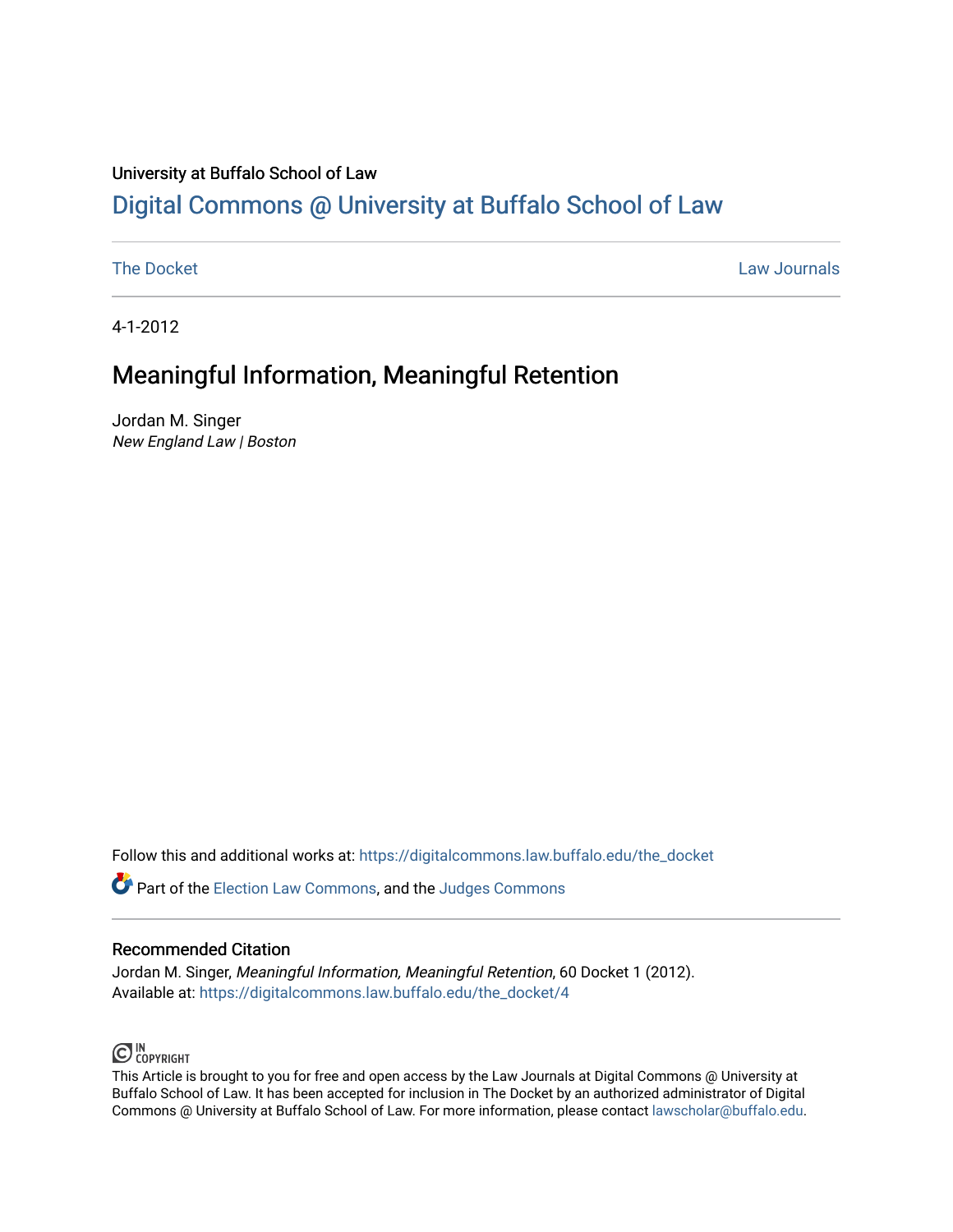University at Buffalo School of Law

# Digital Commons @ University at Buffalo School of Law

The Docket | Law Journals

4-1-2012

## Meaningful Information, Meaningful Retention

Jordan M. Singer
*New England Law | Boston*

Follow this and additional works at: https://digitalcommons.law.buffalo.edu/the_docket

Part of the Election Law Commons, and the Judges Commons

### Recommended Citation

Jordan M. Singer, *Meaningful Information, Meaningful Retention*, 60 Docket 1 (2012).
Available at: https://digitalcommons.law.buffalo.edu/the_docket/4

IN COPYRIGHT

This Article is brought to you for free and open access by the Law Journals at Digital Commons @ University at Buffalo School of Law. It has been accepted for inclusion in The Docket by an authorized administrator of Digital Commons @ University at Buffalo School of Law. For more information, please contact lawscholar@buffalo.edu.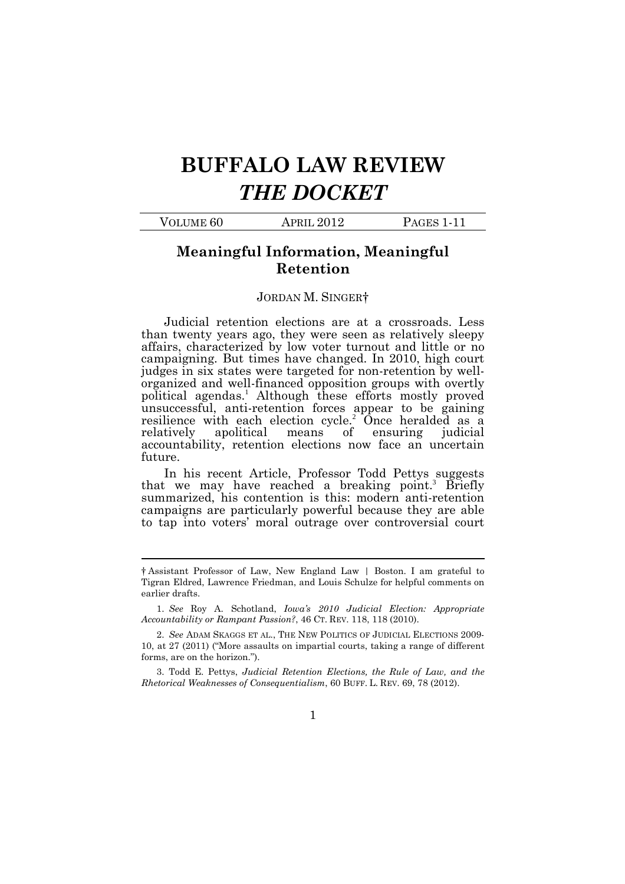# BUFFALO LAW REVIEW
# *THE DOCKET*

VOLUME 60 APRIL 2012 PAGES 1-11

## Meaningful Information, Meaningful Retention

JORDAN M. SINGER†

Judicial retention elections are at a crossroads. Less than twenty years ago, they were seen as relatively sleepy affairs, characterized by low voter turnout and little or no campaigning. But times have changed. In 2010, high court judges in six states were targeted for non-retention by well-organized and well-financed opposition groups with overtly political agendas.[1] Although these efforts mostly proved unsuccessful, anti-retention forces appear to be gaining resilience with each election cycle.[2] Once heralded as a relatively apolitical means of ensuring judicial accountability, retention elections now face an uncertain future.

In his recent Article, Professor Todd Pettys suggests that we may have reached a breaking point.[3] Briefly summarized, his contention is this: modern anti-retention campaigns are particularly powerful because they are able to tap into voters' moral outrage over controversial court

---

† Assistant Professor of Law, New England Law | Boston. I am grateful to Tigran Eldred, Lawrence Friedman, and Louis Schulze for helpful comments on earlier drafts.

1. *See* Roy A. Schotland, *Iowa's 2010 Judicial Election: Appropriate Accountability or Rampant Passion?*, 46 CT. REV. 118, 118 (2010).

2. *See* ADAM SKAGGS ET AL., THE NEW POLITICS OF JUDICIAL ELECTIONS 2009-10, at 27 (2011) ("More assaults on impartial courts, taking a range of different forms, are on the horizon.").

3. Todd E. Pettys, *Judicial Retention Elections, the Rule of Law, and the Rhetorical Weaknesses of Consequentialism*, 60 BUFF. L. REV. 69, 78 (2012).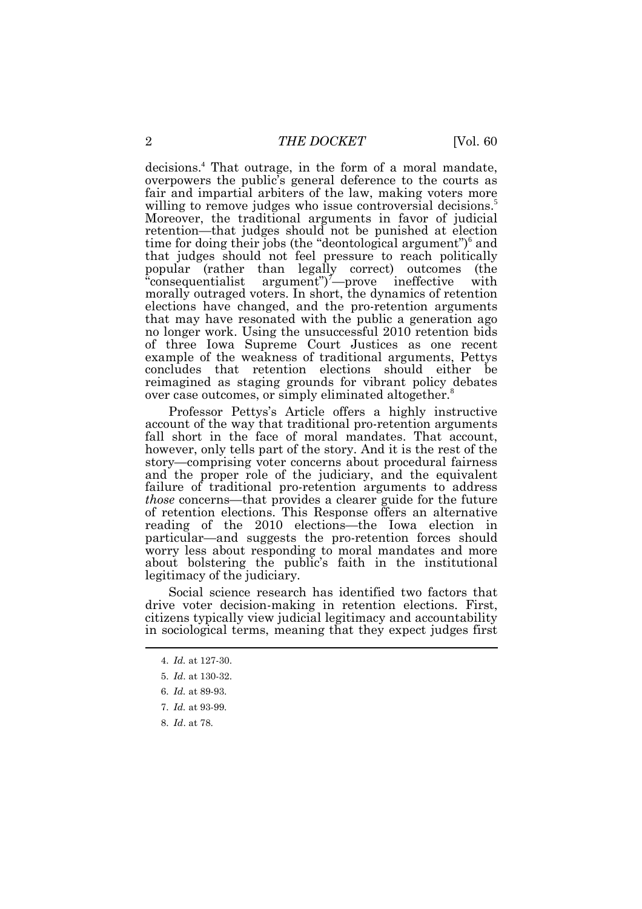decisions.[4] That outrage, in the form of a moral mandate, overpowers the public's general deference to the courts as fair and impartial arbiters of the law, making voters more willing to remove judges who issue controversial decisions.[5] Moreover, the traditional arguments in favor of judicial retention—that judges should not be punished at election time for doing their jobs (the "deontological argument")[6] and that judges should not feel pressure to reach politically popular (rather than legally correct) outcomes (the "consequentialist argument")[7]—prove ineffective with morally outraged voters. In short, the dynamics of retention elections have changed, and the pro-retention arguments that may have resonated with the public a generation ago no longer work. Using the unsuccessful 2010 retention bids of three Iowa Supreme Court Justices as one recent example of the weakness of traditional arguments, Pettys concludes that retention elections should either be reimagined as staging grounds for vibrant policy debates over case outcomes, or simply eliminated altogether.[8]

Professor Pettys's Article offers a highly instructive account of the way that traditional pro-retention arguments fall short in the face of moral mandates. That account, however, only tells part of the story. And it is the rest of the story—comprising voter concerns about procedural fairness and the proper role of the judiciary, and the equivalent failure of traditional pro-retention arguments to address *those* concerns—that provides a clearer guide for the future of retention elections. This Response offers an alternative reading of the 2010 elections—the Iowa election in particular—and suggests the pro-retention forces should worry less about responding to moral mandates and more about bolstering the public's faith in the institutional legitimacy of the judiciary.

Social science research has identified two factors that drive voter decision-making in retention elections. First, citizens typically view judicial legitimacy and accountability in sociological terms, meaning that they expect judges first

4. *Id.* at 127-30.

5. *Id*. at 130-32.

6. *Id.* at 89-93.

7. *Id.* at 93-99.

8. *Id*. at 78.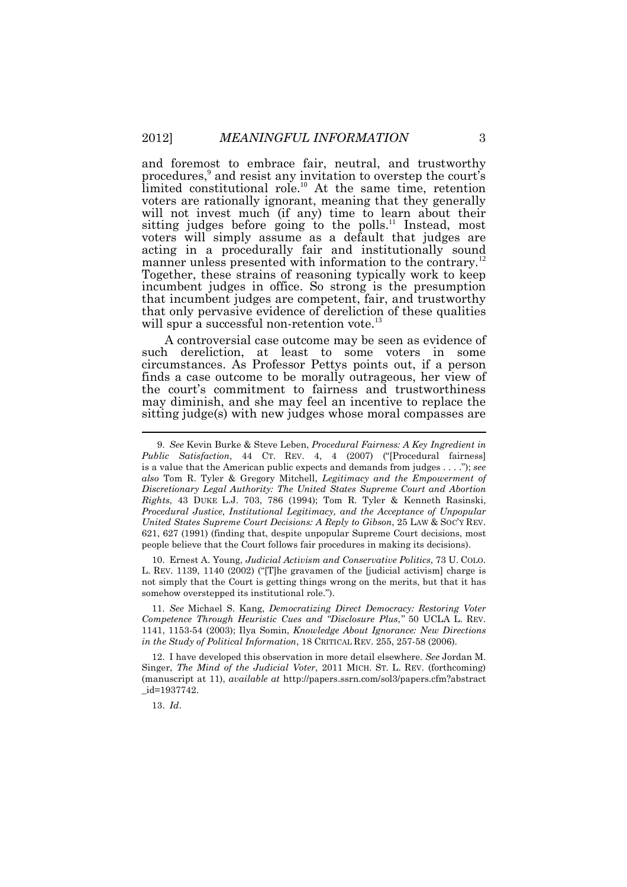and foremost to embrace fair, neutral, and trustworthy procedures,[9] and resist any invitation to overstep the court's limited constitutional role.[10] At the same time, retention voters are rationally ignorant, meaning that they generally will not invest much (if any) time to learn about their sitting judges before going to the polls.[11] Instead, most voters will simply assume as a default that judges are acting in a procedurally fair and institutionally sound manner unless presented with information to the contrary.[12] Together, these strains of reasoning typically work to keep incumbent judges in office. So strong is the presumption that incumbent judges are competent, fair, and trustworthy that only pervasive evidence of dereliction of these qualities will spur a successful non-retention vote.[13]

A controversial case outcome may be seen as evidence of such dereliction, at least to some voters in some circumstances. As Professor Pettys points out, if a person finds a case outcome to be morally outrageous, her view of the court's commitment to fairness and trustworthiness may diminish, and she may feel an incentive to replace the sitting judge(s) with new judges whose moral compasses are

---

9. *See* Kevin Burke & Steve Leben, *Procedural Fairness: A Key Ingredient in Public Satisfaction*, 44 CT. REV. 4, 4 (2007) ("[Procedural fairness] is a value that the American public expects and demands from judges . . . ."); *see also* Tom R. Tyler & Gregory Mitchell, *Legitimacy and the Empowerment of Discretionary Legal Authority: The United States Supreme Court and Abortion Rights*, 43 DUKE L.J. 703, 786 (1994); Tom R. Tyler & Kenneth Rasinski, *Procedural Justice, Institutional Legitimacy, and the Acceptance of Unpopular United States Supreme Court Decisions: A Reply to Gibson*, 25 LAW & SOC'Y REV. 621, 627 (1991) (finding that, despite unpopular Supreme Court decisions, most people believe that the Court follows fair procedures in making its decisions).

10. Ernest A. Young, *Judicial Activism and Conservative Politics*, 73 U. COLO. L. REV. 1139, 1140 (2002) ("[T]he gravamen of the [judicial activism] charge is not simply that the Court is getting things wrong on the merits, but that it has somehow overstepped its institutional role.").

11. *See* Michael S. Kang, *Democratizing Direct Democracy: Restoring Voter Competence Through Heuristic Cues and "Disclosure Plus*,*"* 50 UCLA L. REV. 1141, 1153-54 (2003); Ilya Somin, *Knowledge About Ignorance: New Directions in the Study of Political Information*, 18 CRITICAL REV. 255, 257-58 (2006).

12. I have developed this observation in more detail elsewhere. *See* Jordan M. Singer, *The Mind of the Judicial Voter*, 2011 MICH. ST. L. REV. (forthcoming) (manuscript at 11), *available at* http://papers.ssrn.com/sol3/papers.cfm?abstract_id=1937742.

13. *Id*.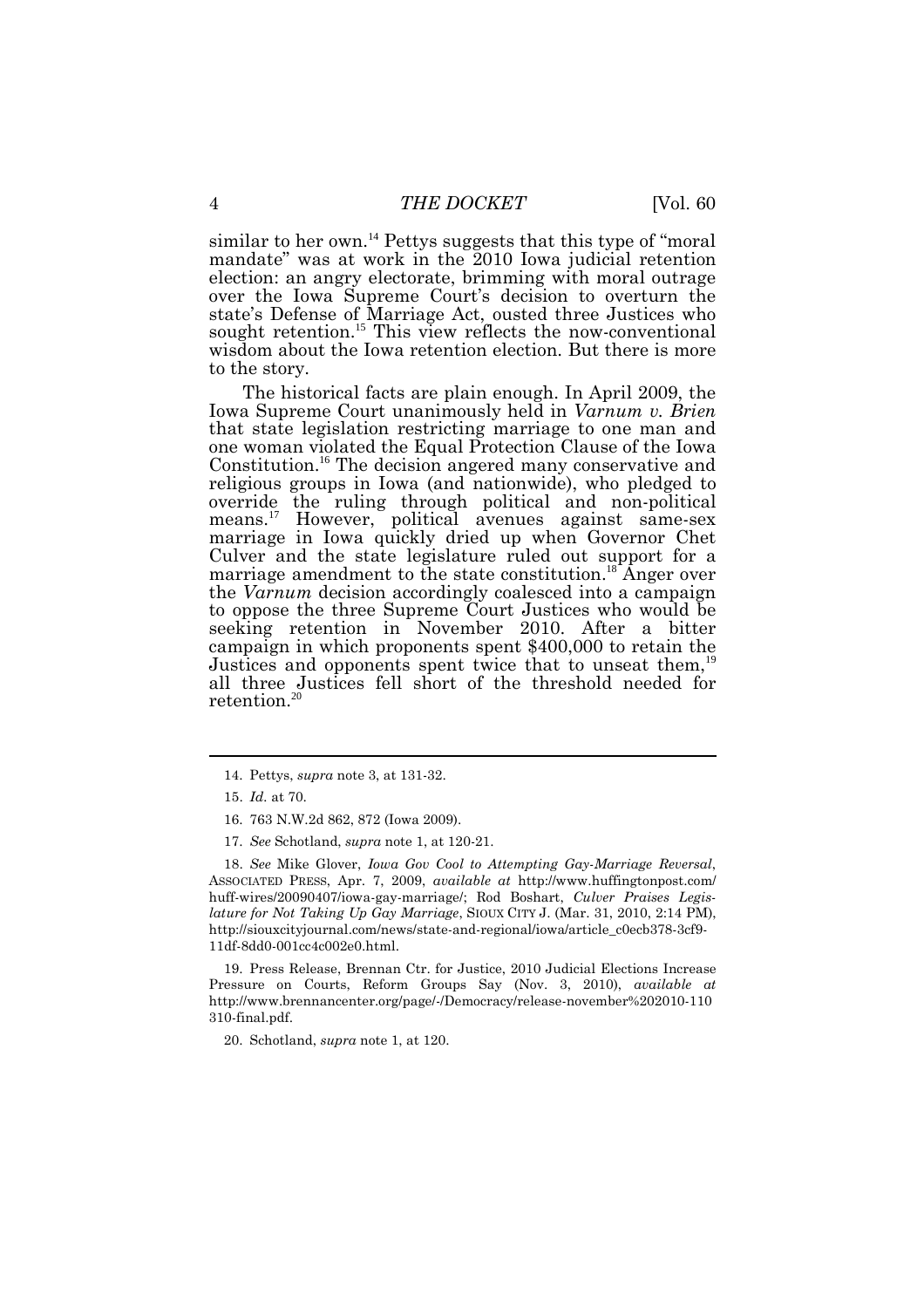similar to her own.[14] Pettys suggests that this type of "moral mandate" was at work in the 2010 Iowa judicial retention election: an angry electorate, brimming with moral outrage over the Iowa Supreme Court's decision to overturn the state's Defense of Marriage Act, ousted three Justices who sought retention.[15] This view reflects the now-conventional wisdom about the Iowa retention election. But there is more to the story.

The historical facts are plain enough. In April 2009, the Iowa Supreme Court unanimously held in *Varnum v. Brien* that state legislation restricting marriage to one man and one woman violated the Equal Protection Clause of the Iowa Constitution.[16] The decision angered many conservative and religious groups in Iowa (and nationwide), who pledged to override the ruling through political and non-political means.[17] However, political avenues against same-sex marriage in Iowa quickly dried up when Governor Chet Culver and the state legislature ruled out support for a marriage amendment to the state constitution.[18] Anger over the *Varnum* decision accordingly coalesced into a campaign to oppose the three Supreme Court Justices who would be seeking retention in November 2010. After a bitter campaign in which proponents spent $400,000 to retain the Justices and opponents spent twice that to unseat them,[19] all three Justices fell short of the threshold needed for retention.[20]

---

14. Pettys, *supra* note 3, at 131-32.

15. *Id.* at 70.

16. 763 N.W.2d 862, 872 (Iowa 2009).

17. *See* Schotland, *supra* note 1, at 120-21.

18. *See* Mike Glover, *Iowa Gov Cool to Attempting Gay-Marriage Reversal*, ASSOCIATED PRESS, Apr. 7, 2009, *available at* http://www.huffingtonpost.com/huff-wires/20090407/iowa-gay-marriage/; Rod Boshart, *Culver Praises Legislature for Not Taking Up Gay Marriage*, SIOUX CITY J. (Mar. 31, 2010, 2:14 PM), http://siouxcityjournal.com/news/state-and-regional/iowa/article_c0ecb378-3cf9-11df-8dd0-001cc4c002e0.html.

19. Press Release, Brennan Ctr. for Justice, 2010 Judicial Elections Increase Pressure on Courts, Reform Groups Say (Nov. 3, 2010), *available at* http://www.brennancenter.org/page/-/Democracy/release-november%202010-110310-final.pdf.

20. Schotland, *supra* note 1, at 120.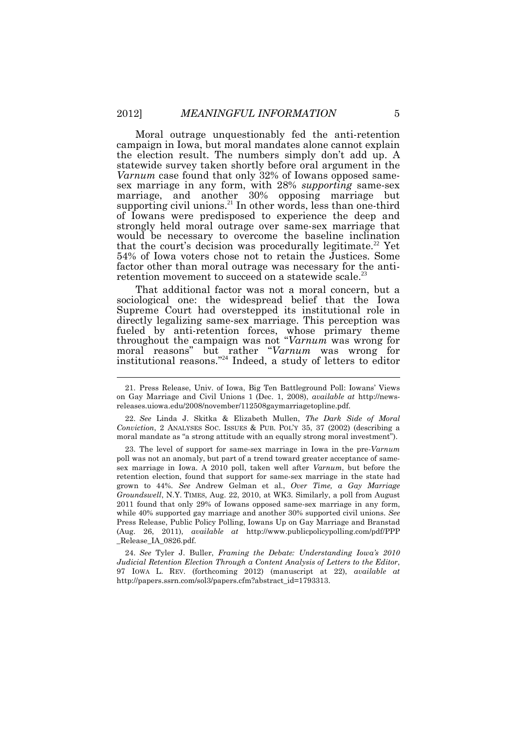Moral outrage unquestionably fed the anti-retention campaign in Iowa, but moral mandates alone cannot explain the election result. The numbers simply don't add up. A statewide survey taken shortly before oral argument in the *Varnum* case found that only 32% of Iowans opposed same-sex marriage in any form, with 28% *supporting* same-sex marriage, and another 30% opposing marriage but supporting civil unions.[21] In other words, less than one-third of Iowans were predisposed to experience the deep and strongly held moral outrage over same-sex marriage that would be necessary to overcome the baseline inclination that the court's decision was procedurally legitimate.[22] Yet 54% of Iowa voters chose not to retain the Justices. Some factor other than moral outrage was necessary for the anti-retention movement to succeed on a statewide scale.[23]

That additional factor was not a moral concern, but a sociological one: the widespread belief that the Iowa Supreme Court had overstepped its institutional role in directly legalizing same-sex marriage. This perception was fueled by anti-retention forces, whose primary theme throughout the campaign was not "*Varnum* was wrong for moral reasons" but rather "*Varnum* was wrong for institutional reasons."[24] Indeed, a study of letters to editor

---

21. Press Release, Univ. of Iowa, Big Ten Battleground Poll: Iowans' Views on Gay Marriage and Civil Unions 1 (Dec. 1, 2008), *available at* http://news-releases.uiowa.edu/2008/november/112508gaymarriagetopline.pdf.

22. *See* Linda J. Skitka & Elizabeth Mullen, *The Dark Side of Moral Conviction*, 2 ANALYSES SOC. ISSUES & PUB. POL'Y 35, 37 (2002) (describing a moral mandate as "a strong attitude with an equally strong moral investment").

23. The level of support for same-sex marriage in Iowa in the pre-*Varnum* poll was not an anomaly, but part of a trend toward greater acceptance of same-sex marriage in Iowa. A 2010 poll, taken well after *Varnum*, but before the retention election, found that support for same-sex marriage in the state had grown to 44%. *See* Andrew Gelman et al., *Over Time, a Gay Marriage Groundswell*, N.Y. TIMES, Aug. 22, 2010, at WK3. Similarly, a poll from August 2011 found that only 29% of Iowans opposed same-sex marriage in any form, while 40% supported gay marriage and another 30% supported civil unions. *See* Press Release, Public Policy Polling, Iowans Up on Gay Marriage and Branstad (Aug. 26, 2011), *available at* http://www.publicpolicypolling.com/pdf/PPP_Release_IA_0826.pdf.

24. *See* Tyler J. Buller, *Framing the Debate: Understanding Iowa's 2010 Judicial Retention Election Through a Content Analysis of Letters to the Editor*, 97 IOWA L. REV. (forthcoming 2012) (manuscript at 22), *available at* http://papers.ssrn.com/sol3/papers.cfm?abstract_id=1793313.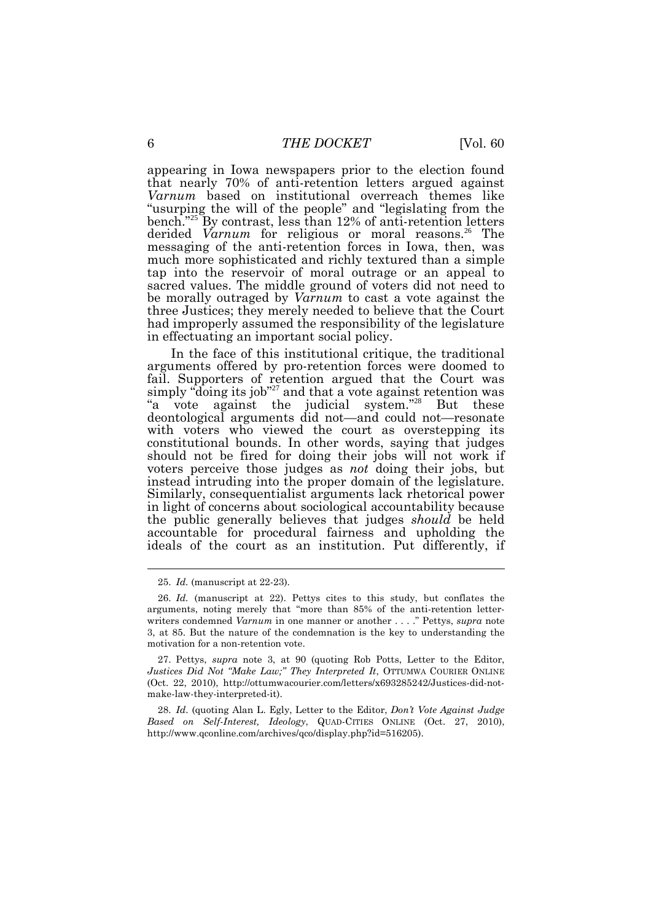appearing in Iowa newspapers prior to the election found that nearly 70% of anti-retention letters argued against *Varnum* based on institutional overreach themes like "usurping the will of the people" and "legislating from the bench."[25] By contrast, less than 12% of anti-retention letters derided *Varnum* for religious or moral reasons.[26] The messaging of the anti-retention forces in Iowa, then, was much more sophisticated and richly textured than a simple tap into the reservoir of moral outrage or an appeal to sacred values. The middle ground of voters did not need to be morally outraged by *Varnum* to cast a vote against the three Justices; they merely needed to believe that the Court had improperly assumed the responsibility of the legislature in effectuating an important social policy.

In the face of this institutional critique, the traditional arguments offered by pro-retention forces were doomed to fail. Supporters of retention argued that the Court was simply "doing its job"[27] and that a vote against retention was "a vote against the judicial system."[28] But these deontological arguments did not—and could not—resonate with voters who viewed the court as overstepping its constitutional bounds. In other words, saying that judges should not be fired for doing their jobs will not work if voters perceive those judges as *not* doing their jobs, but instead intruding into the proper domain of the legislature. Similarly, consequentialist arguments lack rhetorical power in light of concerns about sociological accountability because the public generally believes that judges *should* be held accountable for procedural fairness and upholding the ideals of the court as an institution. Put differently, if

---

25. *Id.* (manuscript at 22-23).

26. *Id.* (manuscript at 22). Pettys cites to this study, but conflates the arguments, noting merely that "more than 85% of the anti-retention letter-writers condemned *Varnum* in one manner or another . . . ." Pettys, *supra* note 3, at 85. But the nature of the condemnation is the key to understanding the motivation for a non-retention vote.

27. Pettys, *supra* note 3, at 90 (quoting Rob Potts, Letter to the Editor, *Justices Did Not "Make Law;" They Interpreted It*, OTTUMWA COURIER ONLINE (Oct. 22, 2010), http://ottumwacourier.com/letters/x693285242/Justices-did-not-make-law-they-interpreted-it).

28. *Id*. (quoting Alan L. Egly, Letter to the Editor, *Don't Vote Against Judge Based on Self-Interest, Ideology*, QUAD-CITIES ONLINE (Oct. 27, 2010), http://www.qconline.com/archives/qco/display.php?id=516205).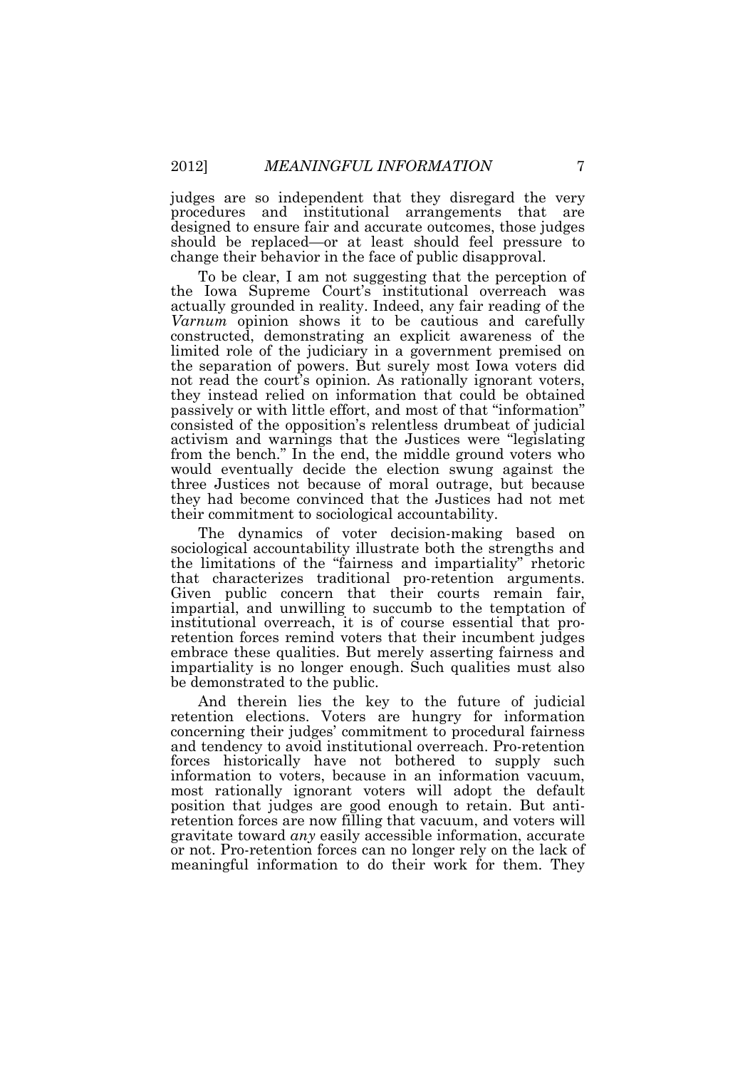judges are so independent that they disregard the very procedures and institutional arrangements that are designed to ensure fair and accurate outcomes, those judges should be replaced—or at least should feel pressure to change their behavior in the face of public disapproval.

To be clear, I am not suggesting that the perception of the Iowa Supreme Court's institutional overreach was actually grounded in reality. Indeed, any fair reading of the *Varnum* opinion shows it to be cautious and carefully constructed, demonstrating an explicit awareness of the limited role of the judiciary in a government premised on the separation of powers. But surely most Iowa voters did not read the court's opinion. As rationally ignorant voters, they instead relied on information that could be obtained passively or with little effort, and most of that "information" consisted of the opposition's relentless drumbeat of judicial activism and warnings that the Justices were "legislating from the bench." In the end, the middle ground voters who would eventually decide the election swung against the three Justices not because of moral outrage, but because they had become convinced that the Justices had not met their commitment to sociological accountability.

The dynamics of voter decision-making based on sociological accountability illustrate both the strengths and the limitations of the "fairness and impartiality" rhetoric that characterizes traditional pro-retention arguments. Given public concern that their courts remain fair, impartial, and unwilling to succumb to the temptation of institutional overreach, it is of course essential that pro-retention forces remind voters that their incumbent judges embrace these qualities. But merely asserting fairness and impartiality is no longer enough. Such qualities must also be demonstrated to the public.

And therein lies the key to the future of judicial retention elections. Voters are hungry for information concerning their judges' commitment to procedural fairness and tendency to avoid institutional overreach. Pro-retention forces historically have not bothered to supply such information to voters, because in an information vacuum, most rationally ignorant voters will adopt the default position that judges are good enough to retain. But anti-retention forces are now filling that vacuum, and voters will gravitate toward *any* easily accessible information, accurate or not. Pro-retention forces can no longer rely on the lack of meaningful information to do their work for them. They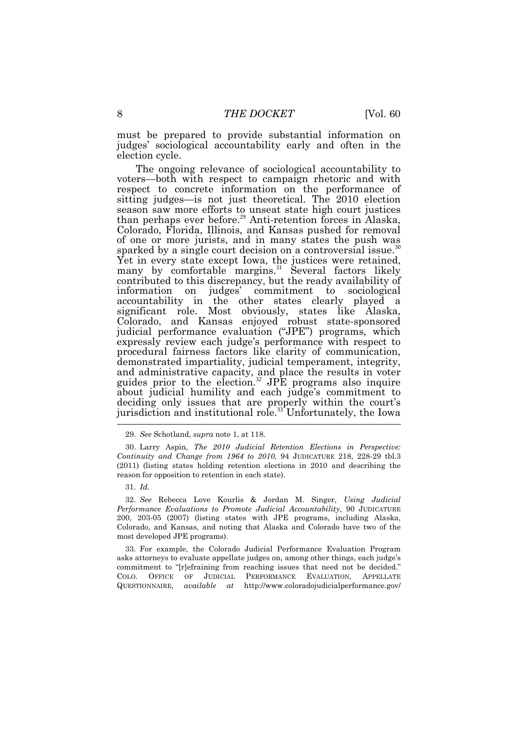must be prepared to provide substantial information on judges' sociological accountability early and often in the election cycle.

The ongoing relevance of sociological accountability to voters—both with respect to campaign rhetoric and with respect to concrete information on the performance of sitting judges—is not just theoretical. The 2010 election season saw more efforts to unseat state high court justices than perhaps ever before.[29] Anti-retention forces in Alaska, Colorado, Florida, Illinois, and Kansas pushed for removal of one or more jurists, and in many states the push was sparked by a single court decision on a controversial issue.[30] Yet in every state except Iowa, the justices were retained, many by comfortable margins.[31] Several factors likely contributed to this discrepancy, but the ready availability of information on judges' commitment to sociological accountability in the other states clearly played a significant role. Most obviously, states like Alaska, Colorado, and Kansas enjoyed robust state-sponsored judicial performance evaluation ("JPE") programs, which expressly review each judge's performance with respect to procedural fairness factors like clarity of communication, demonstrated impartiality, judicial temperament, integrity, and administrative capacity, and place the results in voter guides prior to the election.[32] JPE programs also inquire about judicial humility and each judge's commitment to deciding only issues that are properly within the court's jurisdiction and institutional role.[33] Unfortunately, the Iowa

---

29. *See* Schotland, *supra* note 1, at 118.

30. Larry Aspin, *The 2010 Judicial Retention Elections in Perspective: Continuity and Change from 1964 to 2010*, 94 JUDICATURE 218, 228-29 tbl.3 (2011) (listing states holding retention elections in 2010 and describing the reason for opposition to retention in each state).

31. *Id.*

32. *See* Rebecca Love Kourlis & Jordan M. Singer, *Using Judicial Performance Evaluations to Promote Judicial Accountability*, 90 JUDICATURE 200, 203-05 (2007) (listing states with JPE programs, including Alaska, Colorado, and Kansas, and noting that Alaska and Colorado have two of the most developed JPE programs).

33. For example, the Colorado Judicial Performance Evaluation Program asks attorneys to evaluate appellate judges on, among other things, each judge's commitment to "[r]efraining from reaching issues that need not be decided." COLO. OFFICE OF JUDICIAL PERFORMANCE EVALUATION, APPELLATE QUESTIONNAIRE, *available at* http://www.coloradojudicialperformance.gov/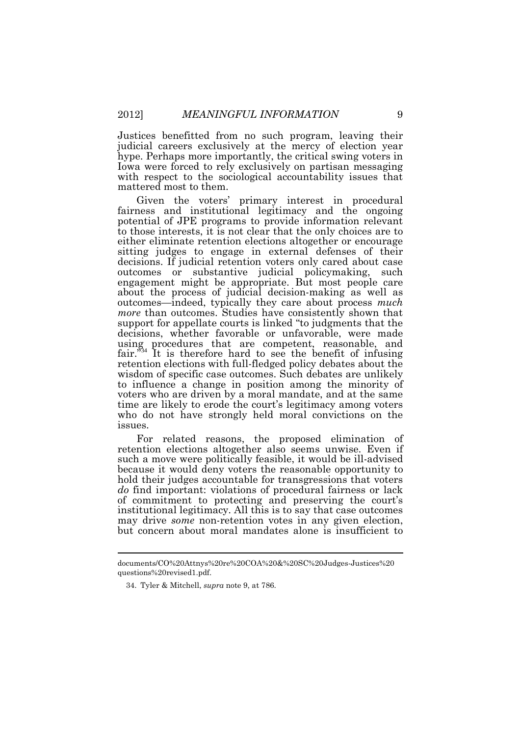Justices benefitted from no such program, leaving their judicial careers exclusively at the mercy of election year hype. Perhaps more importantly, the critical swing voters in Iowa were forced to rely exclusively on partisan messaging with respect to the sociological accountability issues that mattered most to them.

Given the voters' primary interest in procedural fairness and institutional legitimacy and the ongoing potential of JPE programs to provide information relevant to those interests, it is not clear that the only choices are to either eliminate retention elections altogether or encourage sitting judges to engage in external defenses of their decisions. If judicial retention voters only cared about case outcomes or substantive judicial policymaking, such engagement might be appropriate. But most people care about the process of judicial decision-making as well as outcomes—indeed, typically they care about process *much more* than outcomes. Studies have consistently shown that support for appellate courts is linked "to judgments that the decisions, whether favorable or unfavorable, were made using procedures that are competent, reasonable, and fair."[34] It is therefore hard to see the benefit of infusing retention elections with full-fledged policy debates about the wisdom of specific case outcomes. Such debates are unlikely to influence a change in position among the minority of voters who are driven by a moral mandate, and at the same time are likely to erode the court's legitimacy among voters who do not have strongly held moral convictions on the issues.

For related reasons, the proposed elimination of retention elections altogether also seems unwise. Even if such a move were politically feasible, it would be ill-advised because it would deny voters the reasonable opportunity to hold their judges accountable for transgressions that voters *do* find important: violations of procedural fairness or lack of commitment to protecting and preserving the court's institutional legitimacy. All this is to say that case outcomes may drive *some* non-retention votes in any given election, but concern about moral mandates alone is insufficient to

---

documents/CO%20Attnys%20re%20COA%20&%20SC%20Judges-Justices%20 questions%20revised1.pdf.

34. Tyler & Mitchell, *supra* note 9, at 786.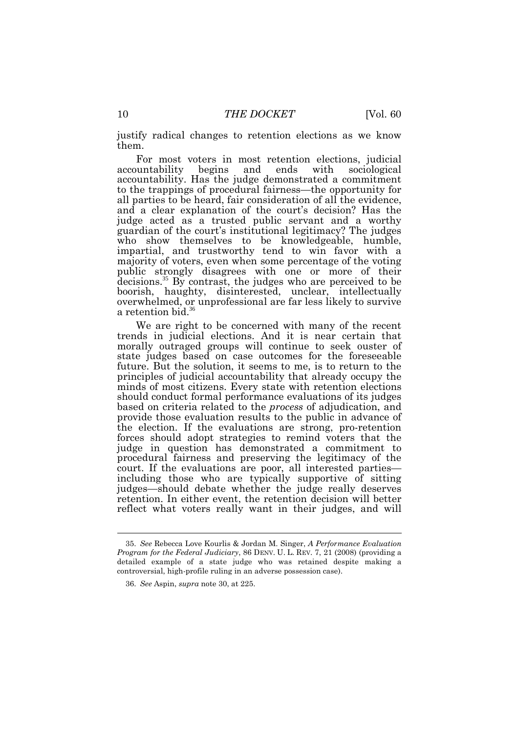justify radical changes to retention elections as we know them.

For most voters in most retention elections, judicial accountability begins and ends with sociological accountability. Has the judge demonstrated a commitment to the trappings of procedural fairness—the opportunity for all parties to be heard, fair consideration of all the evidence, and a clear explanation of the court's decision? Has the judge acted as a trusted public servant and a worthy guardian of the court's institutional legitimacy? The judges who show themselves to be knowledgeable, humble, impartial, and trustworthy tend to win favor with a majority of voters, even when some percentage of the voting public strongly disagrees with one or more of their decisions.[35] By contrast, the judges who are perceived to be boorish, haughty, disinterested, unclear, intellectually overwhelmed, or unprofessional are far less likely to survive a retention bid.[36]

We are right to be concerned with many of the recent trends in judicial elections. And it is near certain that morally outraged groups will continue to seek ouster of state judges based on case outcomes for the foreseeable future. But the solution, it seems to me, is to return to the principles of judicial accountability that already occupy the minds of most citizens. Every state with retention elections should conduct formal performance evaluations of its judges based on criteria related to the *process* of adjudication, and provide those evaluation results to the public in advance of the election. If the evaluations are strong, pro-retention forces should adopt strategies to remind voters that the judge in question has demonstrated a commitment to procedural fairness and preserving the legitimacy of the court. If the evaluations are poor, all interested parties—including those who are typically supportive of sitting judges—should debate whether the judge really deserves retention. In either event, the retention decision will better reflect what voters really want in their judges, and will

---

35. *See* Rebecca Love Kourlis & Jordan M. Singer, *A Performance Evaluation Program for the Federal Judiciary*, 86 DENV. U. L. REV. 7, 21 (2008) (providing a detailed example of a state judge who was retained despite making a controversial, high-profile ruling in an adverse possession case).

36. *See* Aspin, *supra* note 30, at 225.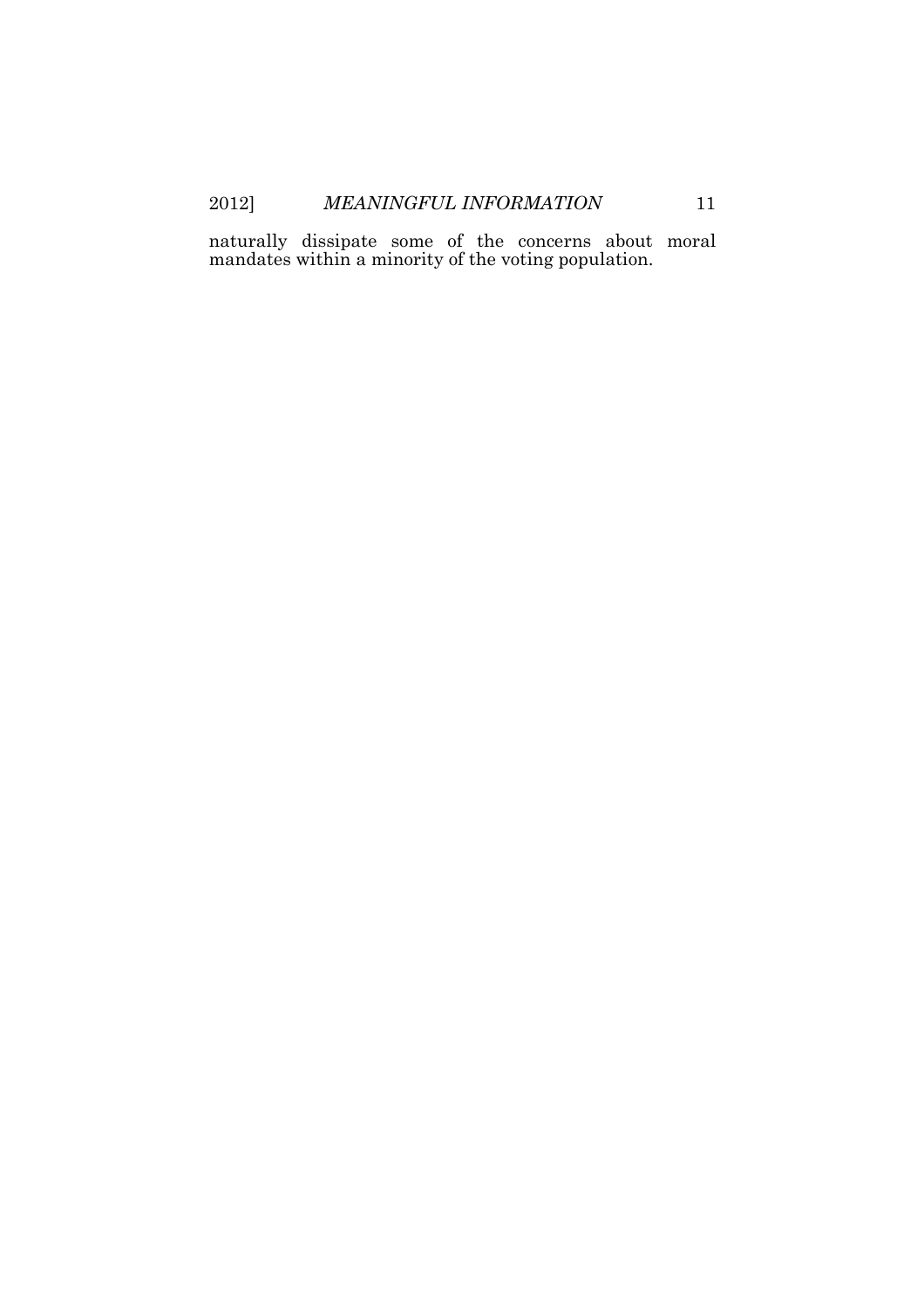naturally dissipate some of the concerns about moral mandates within a minority of the voting population.